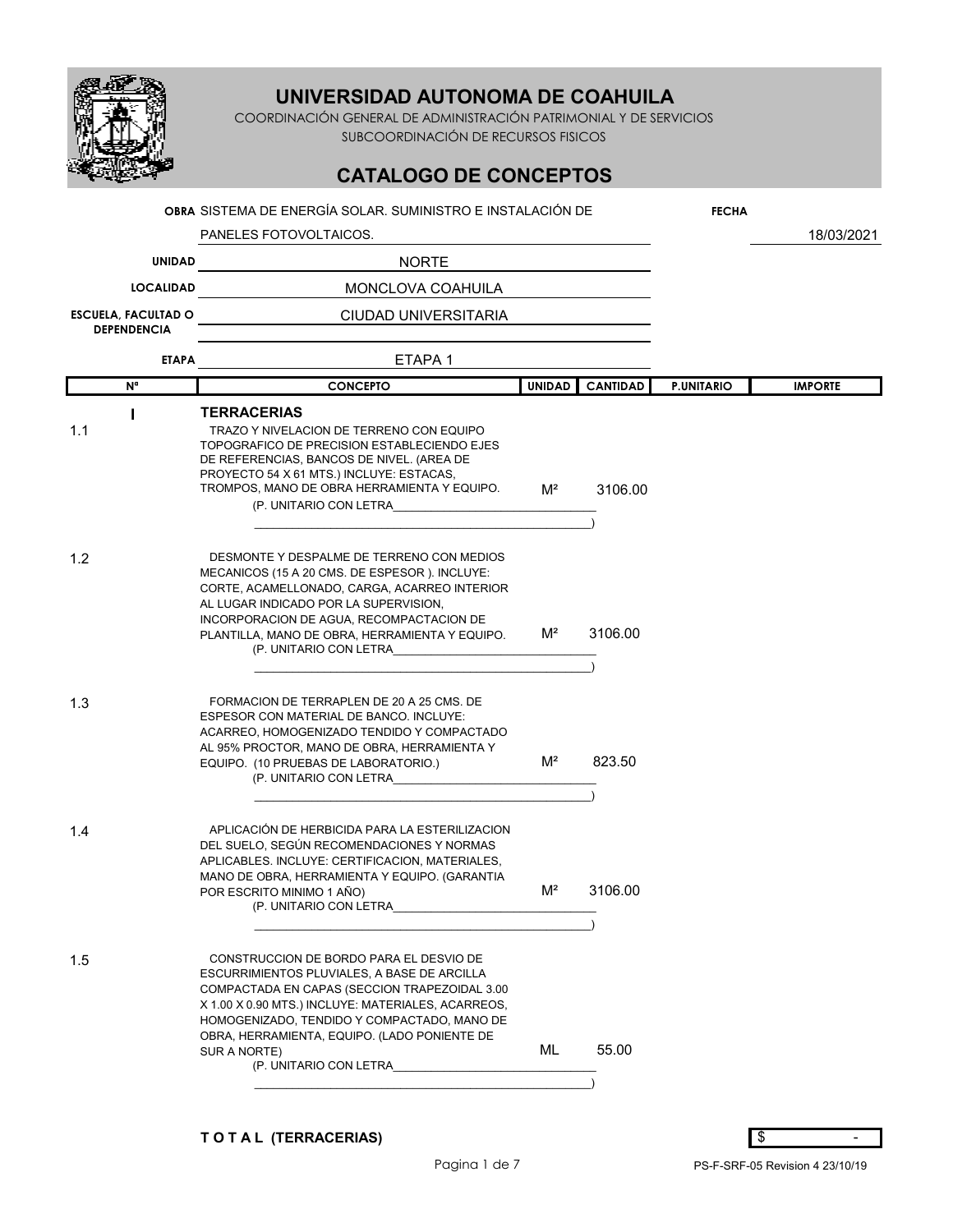# UNIVERSIDAD AUTONOMA DE COAHUILA

COORDINACIÓN GENERAL DE ADMINISTRACIÓN PATRIMONIAL Y DE SERVICIOS

SUBCOORDINACIÓN DE RECURSOS FISICOS

## CATALOGO DE CONCEPTOS

**OBRA** SISTEMA DE ENERGÍA SOLAR. SUMINISTRO E INSTALACIÓN DE PANELES FOTOVOLTAICOS.

**FECHA** 18/03/2021

**UNIDAD** NORTE

**LOCALIDAD** MONCLOVA COAHUILA

**ESCUELA, FACULTAD O DEPENDENCIA** CIUDAD UNIVERSITARIA

**ETAPA** ETAPA 1

| Nº | CONCEPTO | UNIDAD | CANTIDAD | P.UNITARIO | IMPORTE |
|---|---|---|---|---|---|
| I | **TERRACERIAS** | | | | |
| 1.1 | TRAZO Y NIVELACION DE TERRENO CON EQUIPO TOPOGRAFICO DE PRECISION ESTABLECIENDO EJES DE REFERENCIAS, BANCOS DE NIVEL. (AREA DE PROYECTO 54 X 61 MTS.) INCLUYE: ESTACAS, TROMPOS, MANO DE OBRA HERRAMIENTA Y EQUIPO. (P. UNITARIO CON LETRA________________________________ ____________________________________________________) | M² | 3106.00 | | |
| 1.2 | DESMONTE Y DESPALME DE TERRENO CON MEDIOS MECANICOS (15 A 20 CMS. DE ESPESOR ). INCLUYE: CORTE, ACAMELLONADO, CARGA, ACARREO INTERIOR AL LUGAR INDICADO POR LA SUPERVISION, INCORPORACION DE AGUA, RECOMPACTACION DE PLANTILLA, MANO DE OBRA, HERRAMIENTA Y EQUIPO. (P. UNITARIO CON LETRA________________________________ ____________________________________________________) | M² | 3106.00 | | |
| 1.3 | FORMACION DE TERRAPLEN DE 20 A 25 CMS. DE ESPESOR CON MATERIAL DE BANCO. INCLUYE: ACARREO, HOMOGENIZADO TENDIDO Y COMPACTADO AL 95% PROCTOR, MANO DE OBRA, HERRAMIENTA Y EQUIPO. (10 PRUEBAS DE LABORATORIO.) (P. UNITARIO CON LETRA________________________________ ____________________________________________________) | M² | 823.50 | | |
| 1.4 | APLICACIÓN DE HERBICIDA PARA LA ESTERILIZACION DEL SUELO, SEGÚN RECOMENDACIONES Y NORMAS APLICABLES. INCLUYE: CERTIFICACION, MATERIALES, MANO DE OBRA, HERRAMIENTA Y EQUIPO. (GARANTIA POR ESCRITO MINIMO 1 AÑO) (P. UNITARIO CON LETRA________________________________ ____________________________________________________) | M² | 3106.00 | | |
| 1.5 | CONSTRUCCION DE BORDO PARA EL DESVIO DE ESCURRIMIENTOS PLUVIALES, A BASE DE ARCILLA COMPACTADA EN CAPAS (SECCION TRAPEZOIDAL 3.00 X 1.00 X 0.90 MTS.) INCLUYE: MATERIALES, ACARREOS, HOMOGENIZADO, TENDIDO Y COMPACTADO, MANO DE OBRA, HERRAMIENTA, EQUIPO. (LADO PONIENTE DE SUR A NORTE) (P. UNITARIO CON LETRA________________________________ ____________________________________________________) | ML | 55.00 | | |

**T O T A L (TERRACERIAS)** $ -

PS-F-SRF-05 Revision 4 23/10/19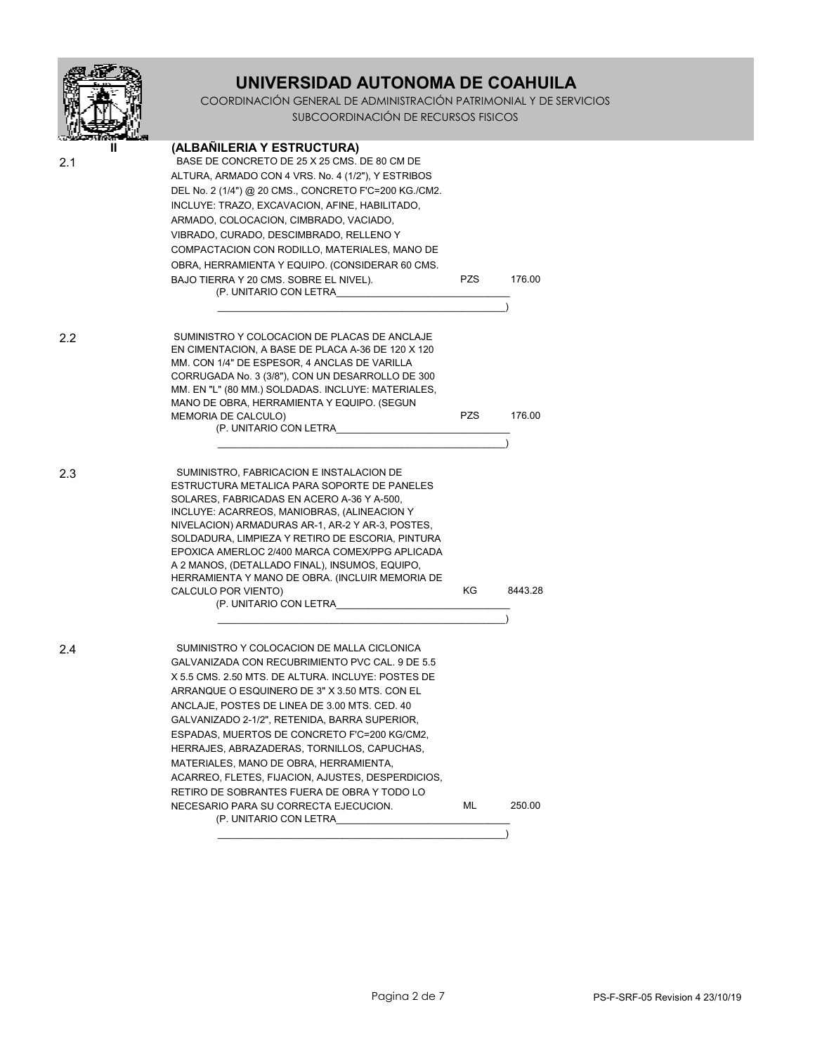# UNIVERSIDAD AUTONOMA DE COAHUILA

COORDINACIÓN GENERAL DE ADMINISTRACIÓN PATRIMONIAL Y DE SERVICIOS

SUBCOORDINACIÓN DE RECURSOS FISICOS

## II (ALBAÑILERIA Y ESTRUCTURA)

| Clave | Descripción | Unidad | Cantidad |
|---|---|---|---|
| 2.1 | BASE DE CONCRETO DE 25 X 25 CMS. DE 80 CM DE ALTURA, ARMADO CON 4 VRS. No. 4 (1/2"), Y ESTRIBOS DEL No. 2 (1/4") @ 20 CMS., CONCRETO F'C=200 KG./CM2. INCLUYE: TRAZO, EXCAVACION, AFINE, HABILITADO, ARMADO, COLOCACION, CIMBRADO, VACIADO, VIBRADO, CURADO, DESCIMBRADO, RELLENO Y COMPACTACION CON RODILLO, MATERIALES, MANO DE OBRA, HERRAMIENTA Y EQUIPO. (CONSIDERAR 60 CMS. BAJO TIERRA Y 20 CMS. SOBRE EL NIVEL).<br>(P. UNITARIO CON LETRA________________________________<br>_____________________________________________________) | PZS | 176.00 |
| 2.2 | SUMINISTRO Y COLOCACION DE PLACAS DE ANCLAJE EN CIMENTACION, A BASE DE PLACA A-36 DE 120 X 120 MM. CON 1/4" DE ESPESOR, 4 ANCLAS DE VARILLA CORRUGADA No. 3 (3/8"), CON UN DESARROLLO DE 300 MM. EN "L" (80 MM.) SOLDADAS. INCLUYE: MATERIALES, MANO DE OBRA, HERRAMIENTA Y EQUIPO. (SEGUN MEMORIA DE CALCULO)<br>(P. UNITARIO CON LETRA________________________________<br>_____________________________________________________) | PZS | 176.00 |
| 2.3 | SUMINISTRO, FABRICACION E INSTALACION DE ESTRUCTURA METALICA PARA SOPORTE DE PANELES SOLARES, FABRICADAS EN ACERO A-36 Y A-500, INCLUYE: ACARREOS, MANIOBRAS, (ALINEACION Y NIVELACION) ARMADURAS AR-1, AR-2 Y AR-3, POSTES, SOLDADURA, LIMPIEZA Y RETIRO DE ESCORIA, PINTURA EPOXICA AMERLOC 2/400 MARCA COMEX/PPG APLICADA A 2 MANOS, (DETALLADO FINAL), INSUMOS, EQUIPO, HERRAMIENTA Y MANO DE OBRA. (INCLUIR MEMORIA DE CALCULO POR VIENTO)<br>(P. UNITARIO CON LETRA________________________________<br>_____________________________________________________) | KG | 8443.28 |
| 2.4 | SUMINISTRO Y COLOCACION DE MALLA CICLONICA GALVANIZADA CON RECUBRIMIENTO PVC CAL. 9 DE 5.5 X 5.5 CMS. 2.50 MTS. DE ALTURA. INCLUYE: POSTES DE ARRANQUE O ESQUINERO DE 3" X 3.50 MTS. CON EL ANCLAJE, POSTES DE LINEA DE 3.00 MTS. CED. 40 GALVANIZADO 2-1/2", RETENIDA, BARRA SUPERIOR, ESPADAS, MUERTOS DE CONCRETO F'C=200 KG/CM2, HERRAJES, ABRAZADERAS, TORNILLOS, CAPUCHAS, MATERIALES, MANO DE OBRA, HERRAMIENTA, ACARREO, FLETES, FIJACION, AJUSTES, DESPERDICIOS, RETIRO DE SOBRANTES FUERA DE OBRA Y TODO LO NECESARIO PARA SU CORRECTA EJECUCION.<br>(P. UNITARIO CON LETRA________________________________<br>_____________________________________________________) | ML | 250.00 |

PS-F-SRF-05 Revision 4 23/10/19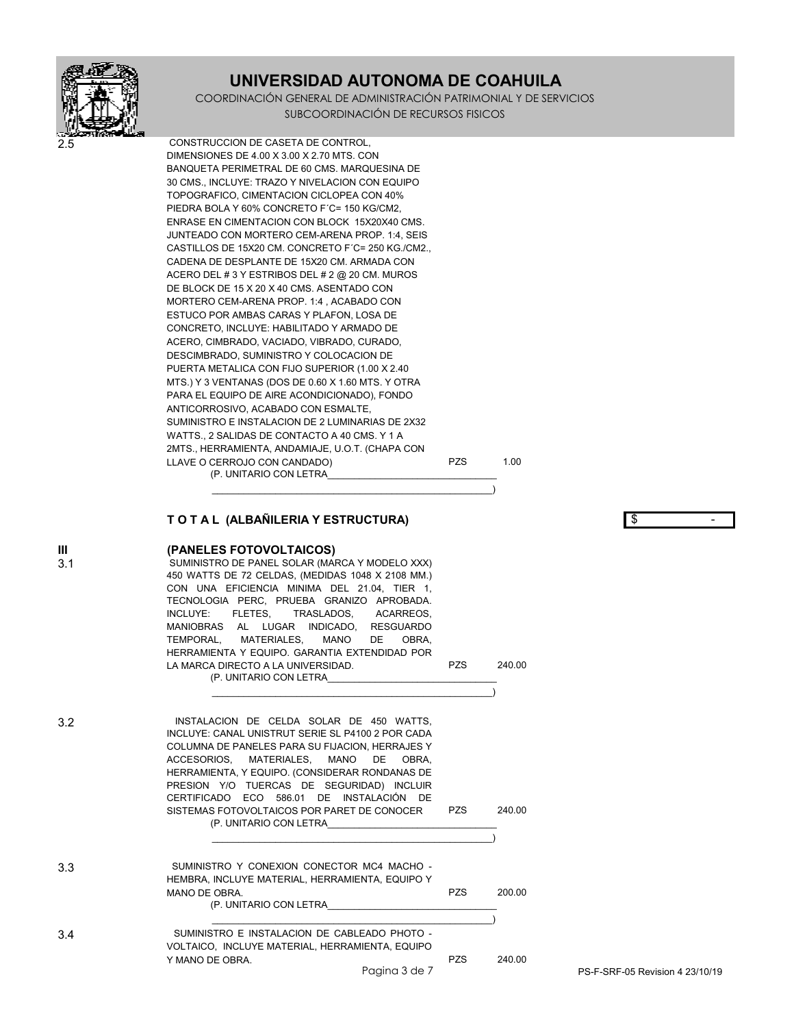| | | | |
|---|---|---|---|
| 2.5 | CONSTRUCCION DE CASETA DE CONTROL, DIMENSIONES DE 4.00 X 3.00 X 2.70 MTS. CON BANQUETA PERIMETRAL DE 60 CMS. MARQUESINA DE 30 CMS., INCLUYE: TRAZO Y NIVELACION CON EQUIPO TOPOGRAFICO, CIMENTACION CICLOPEA CON 40% PIEDRA BOLA Y 60% CONCRETO F´C= 150 KG/CM2, ENRASE EN CIMENTACION CON BLOCK 15X20X40 CMS. JUNTEADO CON MORTERO CEM-ARENA PROP. 1:4, SEIS CASTILLOS DE 15X20 CM. CONCRETO F´C= 250 KG./CM2., CADENA DE DESPLANTE DE 15X20 CM. ARMADA CON ACERO DEL # 3 Y ESTRIBOS DEL # 2 @ 20 CM. MUROS DE BLOCK DE 15 X 20 X 40 CMS. ASENTADO CON MORTERO CEM-ARENA PROP. 1:4 , ACABADO CON ESTUCO POR AMBAS CARAS Y PLAFON, LOSA DE CONCRETO, INCLUYE: HABILITADO Y ARMADO DE ACERO, CIMBRADO, VACIADO, VIBRADO, CURADO, DESCIMBRADO, SUMINISTRO Y COLOCACION DE PUERTA METALICA CON FIJO SUPERIOR (1.00 X 2.40 MTS.) Y 3 VENTANAS (DOS DE 0.60 X 1.60 MTS. Y OTRA PARA EL EQUIPO DE AIRE ACONDICIONADO), FONDO ANTICORROSIVO, ACABADO CON ESMALTE, SUMINISTRO E INSTALACION DE 2 LUMINARIAS DE 2X32 WATTS., 2 SALIDAS DE CONTACTO A 40 CMS. Y 1 A 2MTS., HERRAMIENTA, ANDAMIAJE, U.O.T. (CHAPA CON LLAVE O CERROJO CON CANDADO)<br>(P. UNITARIO CON LETRA_______________________________<br>_____________________________________________________) | PZS | 1.00 |

**T O T A L (ALBAÑILERIA Y ESTRUCTURA)** $ -

## III (PANELES FOTOVOLTAICOS)

| | | | |
|---|---|---|---|
| 3.1 | SUMINISTRO DE PANEL SOLAR (MARCA Y MODELO XXX) 450 WATTS DE 72 CELDAS, (MEDIDAS 1048 X 2108 MM.) CON UNA EFICIENCIA MINIMA DEL 21.04, TIER 1, TECNOLOGIA PERC, PRUEBA GRANIZO APROBADA. INCLUYE: FLETES, TRASLADOS, ACARREOS, MANIOBRAS AL LUGAR INDICADO, RESGUARDO TEMPORAL, MATERIALES, MANO DE OBRA, HERRAMIENTA Y EQUIPO. GARANTIA EXTENDIDAD POR LA MARCA DIRECTO A LA UNIVERSIDAD.<br>(P. UNITARIO CON LETRA_______________________________<br>_____________________________________________________) | PZS | 240.00 |
| 3.2 | INSTALACION DE CELDA SOLAR DE 450 WATTS, INCLUYE: CANAL UNISTRUT SERIE SL P4100 2 POR CADA COLUMNA DE PANELES PARA SU FIJACION, HERRAJES Y ACCESORIOS, MATERIALES, MANO DE OBRA, HERRAMIENTA, Y EQUIPO. (CONSIDERAR RONDANAS DE PRESION Y/O TUERCAS DE SEGURIDAD) INCLUIR CERTIFICADO ECO 586.01 DE INSTALACIÓN DE SISTEMAS FOTOVOLTAICOS POR PARET DE CONOCER<br>(P. UNITARIO CON LETRA_______________________________<br>_____________________________________________________) | PZS | 240.00 |
| 3.3 | SUMINISTRO Y CONEXION CONECTOR MC4 MACHO - HEMBRA, INCLUYE MATERIAL, HERRAMIENTA, EQUIPO Y MANO DE OBRA.<br>(P. UNITARIO CON LETRA_______________________________<br>_____________________________________________________) | PZS | 200.00 |
| 3.4 | SUMINISTRO E INSTALACION DE CABLEADO PHOTO - VOLTAICO, INCLUYE MATERIAL, HERRAMIENTA, EQUIPO Y MANO DE OBRA. | PZS | 240.00 |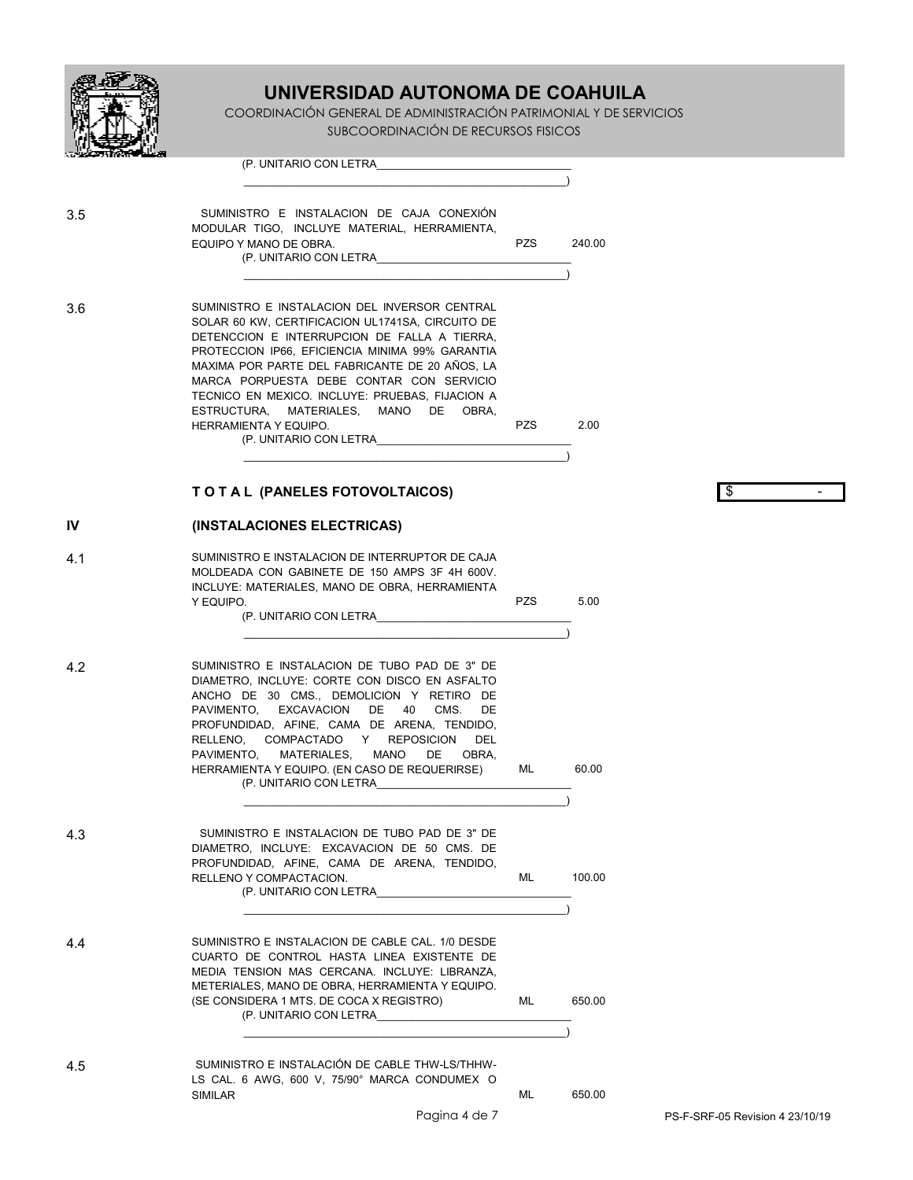(P. UNITARIO CON LETRA_________________________________
_____________________________________________________)

| | | | |
|---|---|---|---|
| 3.5 | SUMINISTRO E INSTALACION DE CAJA CONEXIÓN MODULAR TIGO, INCLUYE MATERIAL, HERRAMIENTA, EQUIPO Y MANO DE OBRA. (P. UNITARIO CON LETRA_________________________________ _____________________________________________________) | PZS | 240.00 |
| 3.6 | SUMINISTRO E INSTALACION DEL INVERSOR CENTRAL SOLAR 60 KW, CERTIFICACION UL1741SA, CIRCUITO DE DETENCCION E INTERRUPCION DE FALLA A TIERRA, PROTECCION IP66, EFICIENCIA MINIMA 99% GARANTIA MAXIMA POR PARTE DEL FABRICANTE DE 20 AÑOS, LA MARCA PORPUESTA DEBE CONTAR CON SERVICIO TECNICO EN MEXICO. INCLUYE: PRUEBAS, FIJACION A ESTRUCTURA, MATERIALES, MANO DE OBRA, HERRAMIENTA Y EQUIPO. (P. UNITARIO CON LETRA_________________________________ _____________________________________________________) | PZS | 2.00 |

**T O T A L (PANELES FOTOVOLTAICOS)** $ -

## IV (INSTALACIONES ELECTRICAS)

| | | | |
|---|---|---|---|
| 4.1 | SUMINISTRO E INSTALACION DE INTERRUPTOR DE CAJA MOLDEADA CON GABINETE DE 150 AMPS 3F 4H 600V. INCLUYE: MATERIALES, MANO DE OBRA, HERRAMIENTA Y EQUIPO. (P. UNITARIO CON LETRA_________________________________ _____________________________________________________) | PZS | 5.00 |
| 4.2 | SUMINISTRO E INSTALACION DE TUBO PAD DE 3" DE DIAMETRO, INCLUYE: CORTE CON DISCO EN ASFALTO ANCHO DE 30 CMS., DEMOLICION Y RETIRO DE PAVIMENTO, EXCAVACION DE 40 CMS. DE PROFUNDIDAD, AFINE, CAMA DE ARENA, TENDIDO, RELLENO, COMPACTADO Y REPOSICION DEL PAVIMENTO, MATERIALES, MANO DE OBRA, HERRAMIENTA Y EQUIPO. (EN CASO DE REQUERIRSE) (P. UNITARIO CON LETRA_________________________________ _____________________________________________________) | ML | 60.00 |
| 4.3 | SUMINISTRO E INSTALACION DE TUBO PAD DE 3" DE DIAMETRO, INCLUYE: EXCAVACION DE 50 CMS. DE PROFUNDIDAD, AFINE, CAMA DE ARENA, TENDIDO, RELLENO Y COMPACTACION. (P. UNITARIO CON LETRA_________________________________ _____________________________________________________) | ML | 100.00 |
| 4.4 | SUMINISTRO E INSTALACION DE CABLE CAL. 1/0 DESDE CUARTO DE CONTROL HASTA LINEA EXISTENTE DE MEDIA TENSION MAS CERCANA. INCLUYE: LIBRANZA, METERIALES, MANO DE OBRA, HERRAMIENTA Y EQUIPO. (SE CONSIDERA 1 MTS. DE COCA X REGISTRO) (P. UNITARIO CON LETRA_________________________________ _____________________________________________________) | ML | 650.00 |
| 4.5 | SUMINISTRO E INSTALACIÓN DE CABLE THW-LS/THHW-LS CAL. 6 AWG, 600 V, 75/90° MARCA CONDUMEX O SIMILAR | ML | 650.00 |

PS-F-SRF-05 Revision 4 23/10/19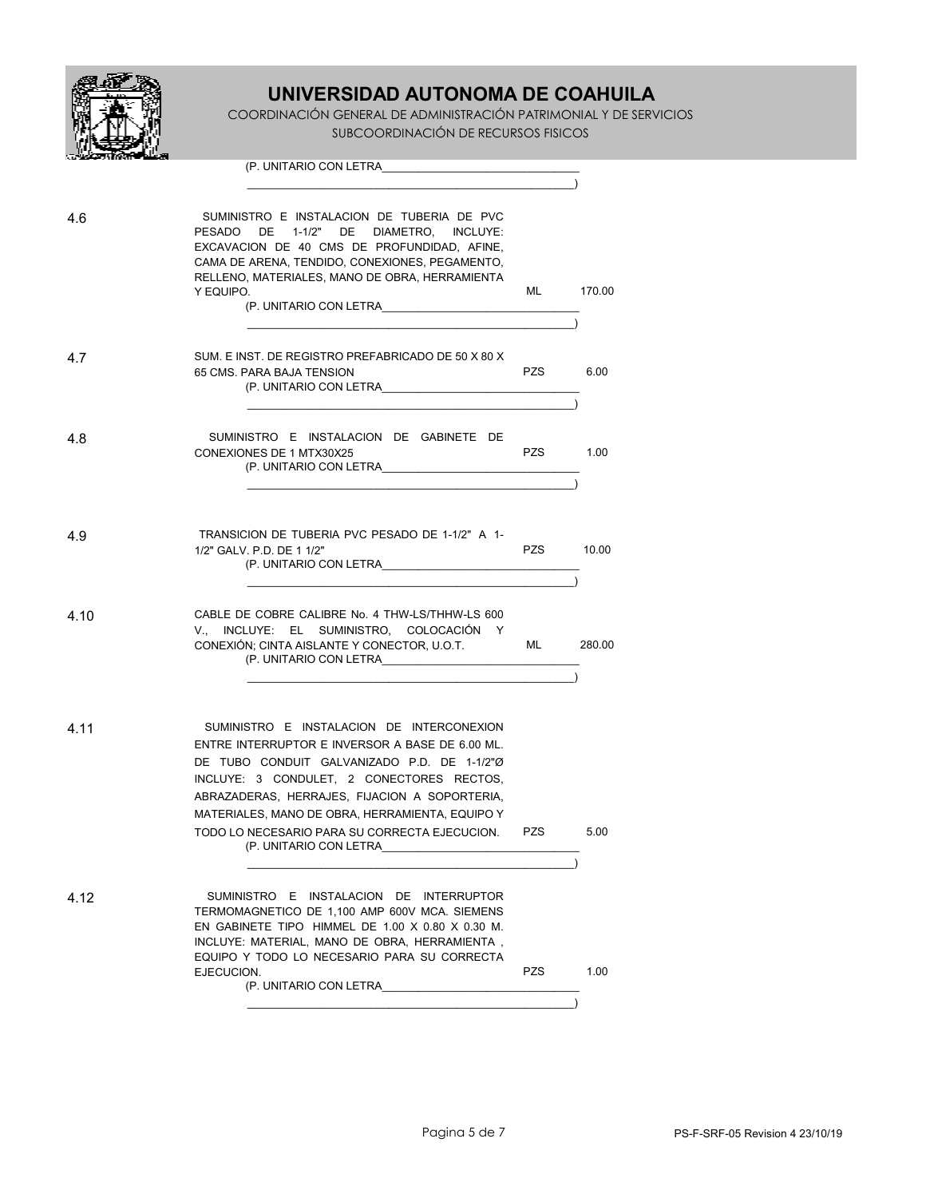(P. UNITARIO CON LETRA_________________________________
______________________________________________________)

| | | | |
|---|---|---|---|
| 4.6 | SUMINISTRO E INSTALACION DE TUBERIA DE PVC PESADO DE 1-1/2" DE DIAMETRO, INCLUYE: EXCAVACION DE 40 CMS DE PROFUNDIDAD, AFINE, CAMA DE ARENA, TENDIDO, CONEXIONES, PEGAMENTO, RELLENO, MATERIALES, MANO DE OBRA, HERRAMIENTA Y EQUIPO. (P. UNITARIO CON LETRA_________________________________ ______________________________________________________) | ML | 170.00 |
| 4.7 | SUM. E INST. DE REGISTRO PREFABRICADO DE 50 X 80 X 65 CMS. PARA BAJA TENSION (P. UNITARIO CON LETRA_________________________________ ______________________________________________________) | PZS | 6.00 |
| 4.8 | SUMINISTRO E INSTALACION DE GABINETE DE CONEXIONES DE 1 MTX30X25 (P. UNITARIO CON LETRA_________________________________ ______________________________________________________) | PZS | 1.00 |
| 4.9 | TRANSICION DE TUBERIA PVC PESADO DE 1-1/2" A 1-1/2" GALV. P.D. DE 1 1/2" (P. UNITARIO CON LETRA_________________________________ ______________________________________________________) | PZS | 10.00 |
| 4.10 | CABLE DE COBRE CALIBRE No. 4 THW-LS/THHW-LS 600 V., INCLUYE: EL SUMINISTRO, COLOCACIÓN Y CONEXIÓN; CINTA AISLANTE Y CONECTOR, U.O.T. (P. UNITARIO CON LETRA_________________________________ ______________________________________________________) | ML | 280.00 |
| 4.11 | SUMINISTRO E INSTALACION DE INTERCONEXION ENTRE INTERRUPTOR E INVERSOR A BASE DE 6.00 ML. DE TUBO CONDUIT GALVANIZADO P.D. DE 1-1/2"Ø INCLUYE: 3 CONDULET, 2 CONECTORES RECTOS, ABRAZADERAS, HERRAJES, FIJACION A SOPORTERIA, MATERIALES, MANO DE OBRA, HERRAMIENTA, EQUIPO Y TODO LO NECESARIO PARA SU CORRECTA EJECUCION. (P. UNITARIO CON LETRA_________________________________ ______________________________________________________) | PZS | 5.00 |
| 4.12 | SUMINISTRO E INSTALACION DE INTERRUPTOR TERMOMAGNETICO DE 1,100 AMP 600V MCA. SIEMENS EN GABINETE TIPO HIMMEL DE 1.00 X 0.80 X 0.30 M. INCLUYE: MATERIAL, MANO DE OBRA, HERRAMIENTA, EQUIPO Y TODO LO NECESARIO PARA SU CORRECTA EJECUCION. (P. UNITARIO CON LETRA_________________________________ ______________________________________________________) | PZS | 1.00 |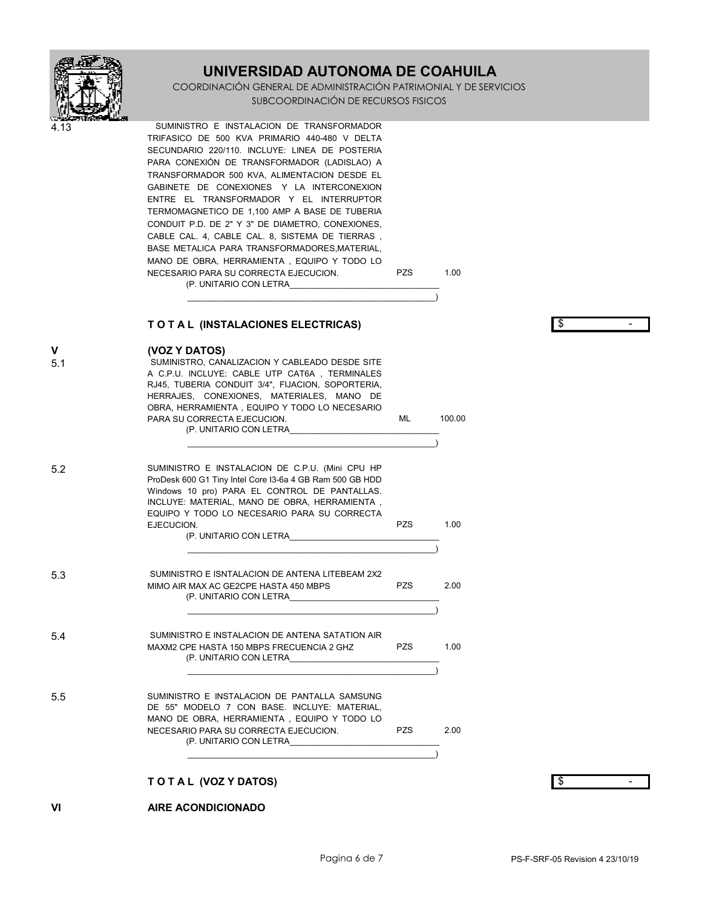| Clave | Descripción | Unidad | Cantidad | P. Unitario | Importe |
|---|---|---|---|---|---|
| 4.13 | SUMINISTRO E INSTALACION DE TRANSFORMADOR TRIFASICO DE 500 KVA PRIMARIO 440-480 V DELTA SECUNDARIO 220/110. INCLUYE: LINEA DE POSTERIA PARA CONEXIÓN DE TRANSFORMADOR (LADISLAO) A TRANSFORMADOR 500 KVA, ALIMENTACION DESDE EL GABINETE DE CONEXIONES Y LA INTERCONEXION ENTRE EL TRANSFORMADOR Y EL INTERRUPTOR TERMOMAGNETICO DE 1,100 AMP A BASE DE TUBERIA CONDUIT P.D. DE 2" Y 3" DE DIAMETRO, CONEXIONES, CABLE CAL. 4, CABLE CAL. 8, SISTEMA DE TIERRAS , BASE METALICA PARA TRANSFORMADORES,MATERIAL, MANO DE OBRA, HERRAMIENTA , EQUIPO Y TODO LO NECESARIO PARA SU CORRECTA EJECUCION. (P. UNITARIO CON LETRA________________________________ ________________________________) | PZS | 1.00 | | |
| | **T O T A L (INSTALACIONES ELECTRICAS)** | | | | $ - |
| **V** | **(VOZ Y DATOS)** | | | | |
| 5.1 | SUMINISTRO, CANALIZACION Y CABLEADO DESDE SITE A C.P.U. INCLUYE: CABLE UTP CAT6A , TERMINALES RJ45, TUBERIA CONDUIT 3/4", FIJACION, SOPORTERIA, HERRAJES, CONEXIONES, MATERIALES, MANO DE OBRA, HERRAMIENTA , EQUIPO Y TODO LO NECESARIO PARA SU CORRECTA EJECUCION. (P. UNITARIO CON LETRA________________________________ ________________________________) | ML | 100.00 | | |
| 5.2 | SUMINISTRO E INSTALACION DE C.P.U. (Mini CPU HP ProDesk 600 G1 Tiny Intel Core I3-6a 4 GB Ram 500 GB HDD Windows 10 pro) PARA EL CONTROL DE PANTALLAS. INCLUYE: MATERIAL, MANO DE OBRA, HERRAMIENTA , EQUIPO Y TODO LO NECESARIO PARA SU CORRECTA EJECUCION. (P. UNITARIO CON LETRA________________________________ ________________________________) | PZS | 1.00 | | |
| 5.3 | SUMINISTRO E ISNTALACION DE ANTENA LITEBEAM 2X2 MIMO AIR MAX AC GE2CPE HASTA 450 MBPS (P. UNITARIO CON LETRA________________________________ ________________________________) | PZS | 2.00 | | |
| 5.4 | SUMINISTRO E INSTALACION DE ANTENA SATATION AIR MAXM2 CPE HASTA 150 MBPS FRECUENCIA 2 GHZ (P. UNITARIO CON LETRA________________________________ ________________________________) | PZS | 1.00 | | |
| 5.5 | SUMINISTRO E INSTALACION DE PANTALLA SAMSUNG DE 55" MODELO 7 CON BASE. INCLUYE: MATERIAL, MANO DE OBRA, HERRAMIENTA , EQUIPO Y TODO LO NECESARIO PARA SU CORRECTA EJECUCION. (P. UNITARIO CON LETRA________________________________ ________________________________) | PZS | 2.00 | | |
| | **T O T A L (VOZ Y DATOS)** | | | | $ - |
| **VI** | **AIRE ACONDICIONADO** | | | | |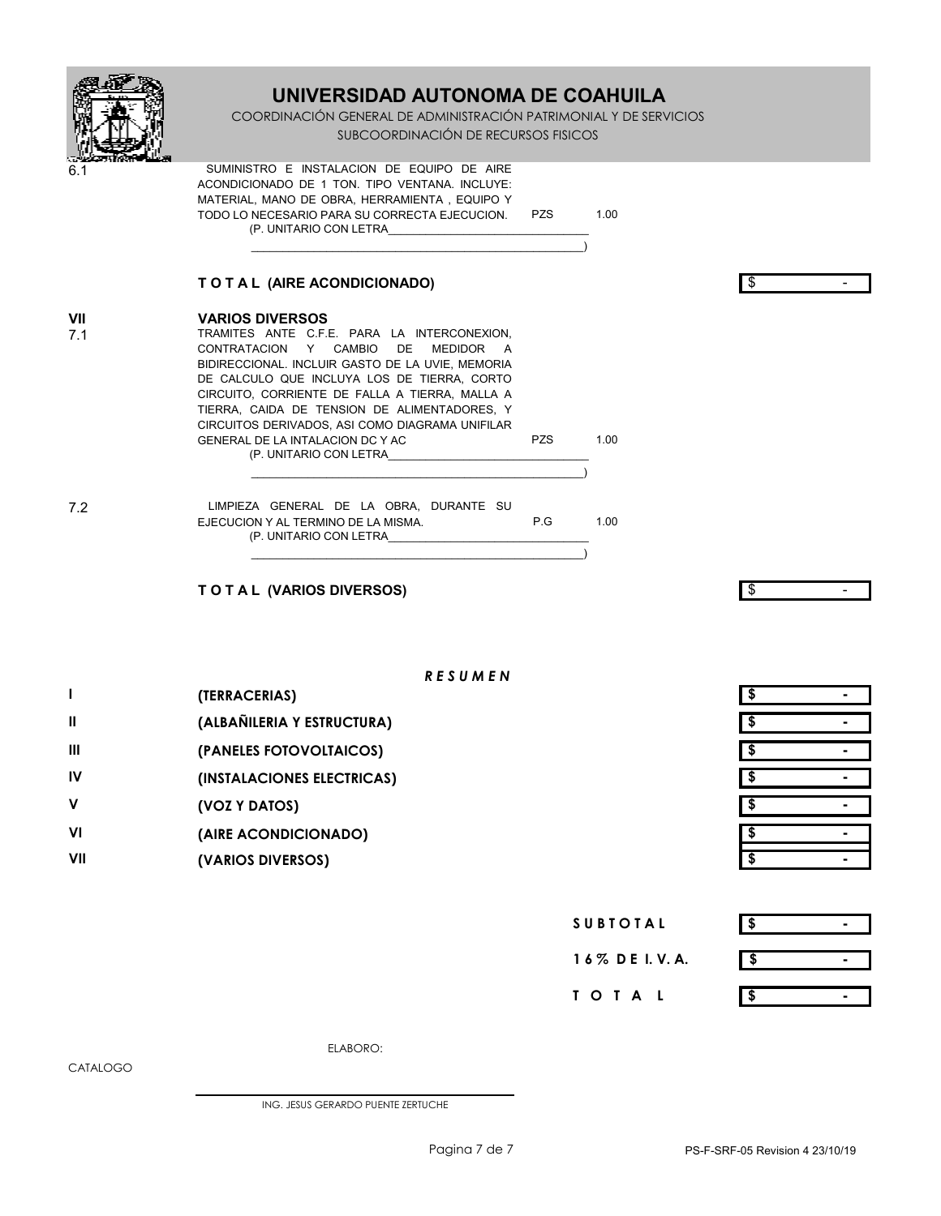# UNIVERSIDAD AUTONOMA DE COAHUILA

COORDINACIÓN GENERAL DE ADMINISTRACIÓN PATRIMONIAL Y DE SERVICIOS

SUBCOORDINACIÓN DE RECURSOS FISICOS

| | | | | |
|---|---|---|---|---|
| 6.1 | SUMINISTRO E INSTALACION DE EQUIPO DE AIRE ACONDICIONADO DE 1 TON. TIPO VENTANA. INCLUYE: MATERIAL, MANO DE OBRA, HERRAMIENTA , EQUIPO Y TODO LO NECESARIO PARA SU CORRECTA EJECUCION. (P. UNITARIO CON LETRA________________________________ ______________________________________________________) | PZS | 1.00 | |
| | **T O T A L (AIRE ACONDICIONADO)** | | | $ - |
| **VII** | **VARIOS DIVERSOS** | | | |
| 7.1 | TRAMITES ANTE C.F.E. PARA LA INTERCONEXION, CONTRATACION Y CAMBIO DE MEDIDOR A BIDIRECCIONAL. INCLUIR GASTO DE LA UVIE, MEMORIA DE CALCULO QUE INCLUYA LOS DE TIERRA, CORTO CIRCUITO, CORRIENTE DE FALLA A TIERRA, MALLA A TIERRA, CAIDA DE TENSION DE ALIMENTADORES, Y CIRCUITOS DERIVADOS, ASI COMO DIAGRAMA UNIFILAR GENERAL DE LA INTALACION DC Y AC (P. UNITARIO CON LETRA________________________________ ______________________________________________________) | PZS | 1.00 | |
| 7.2 | LIMPIEZA GENERAL DE LA OBRA, DURANTE SU EJECUCION Y AL TERMINO DE LA MISMA. (P. UNITARIO CON LETRA________________________________ ______________________________________________________) | P.G | 1.00 | |
| | **T O T A L (VARIOS DIVERSOS)** | | | $ - |

***R E S U M E N***

| | | |
|---|---|---|
| **I** | **(TERRACERIAS)** | **$ -** |
| **II** | **(ALBAÑILERIA Y ESTRUCTURA)** | **$ -** |
| **III** | **(PANELES FOTOVOLTAICOS)** | **$ -** |
| **IV** | **(INSTALACIONES ELECTRICAS)** | **$ -** |
| **V** | **(VOZ Y DATOS)** | **$ -** |
| **VI** | **(AIRE ACONDICIONADO)** | **$ -** |
| **VII** | **(VARIOS DIVERSOS)** | **$ -** |

| | |
|---|---|
| **S U B T O T A L** | **$ -** |
| **1 6 % D E I. V. A.** | **$ -** |
| **T O T A L** | **$ -** |

ELABORO:

CATALOGO

______________________________

ING. JESUS GERARDO PUENTE ZERTUCHE

PS-F-SRF-05 Revision 4 23/10/19